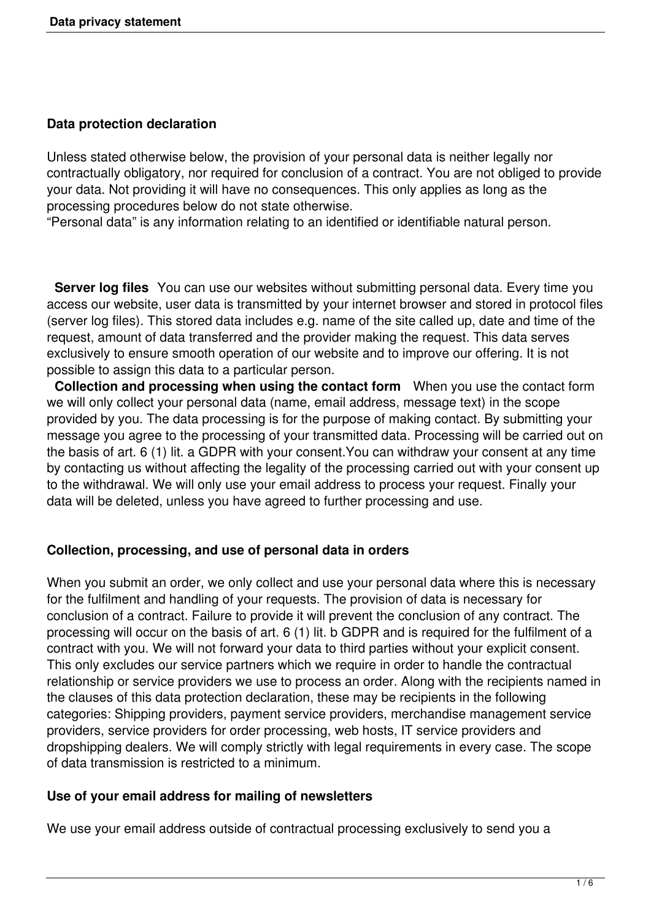## Data protection declaration

Unless stated otherwise below, the provision of your personal data is neither legally nor contractually obligatory, nor required for conclusion of a contract. You are not obliged to provide your data. Not providing it will have no consequences. This only applies as long as the processing procedures below do not state otherwise.
"Personal data" is any information relating to an identified or identifiable natural person.

**Server log files** You can use our websites without submitting personal data. Every time you access our website, user data is transmitted by your internet browser and stored in protocol files (server log files). This stored data includes e.g. name of the site called up, date and time of the request, amount of data transferred and the provider making the request. This data serves exclusively to ensure smooth operation of our website and to improve our offering. It is not possible to assign this data to a particular person.
**Collection and processing when using the contact form** When you use the contact form we will only collect your personal data (name, email address, message text) in the scope provided by you. The data processing is for the purpose of making contact. By submitting your message you agree to the processing of your transmitted data. Processing will be carried out on the basis of art. 6 (1) lit. a GDPR with your consent.You can withdraw your consent at any time by contacting us without affecting the legality of the processing carried out with your consent up to the withdrawal. We will only use your email address to process your request. Finally your data will be deleted, unless you have agreed to further processing and use.

## Collection, processing, and use of personal data in orders

When you submit an order, we only collect and use your personal data where this is necessary for the fulfilment and handling of your requests. The provision of data is necessary for conclusion of a contract. Failure to provide it will prevent the conclusion of any contract. The processing will occur on the basis of art. 6 (1) lit. b GDPR and is required for the fulfilment of a contract with you. We will not forward your data to third parties without your explicit consent. This only excludes our service partners which we require in order to handle the contractual relationship or service providers we use to process an order. Along with the recipients named in the clauses of this data protection declaration, these may be recipients in the following categories: Shipping providers, payment service providers, merchandise management service providers, service providers for order processing, web hosts, IT service providers and dropshipping dealers. We will comply strictly with legal requirements in every case. The scope of data transmission is restricted to a minimum.

## Use of your email address for mailing of newsletters

We use your email address outside of contractual processing exclusively to send you a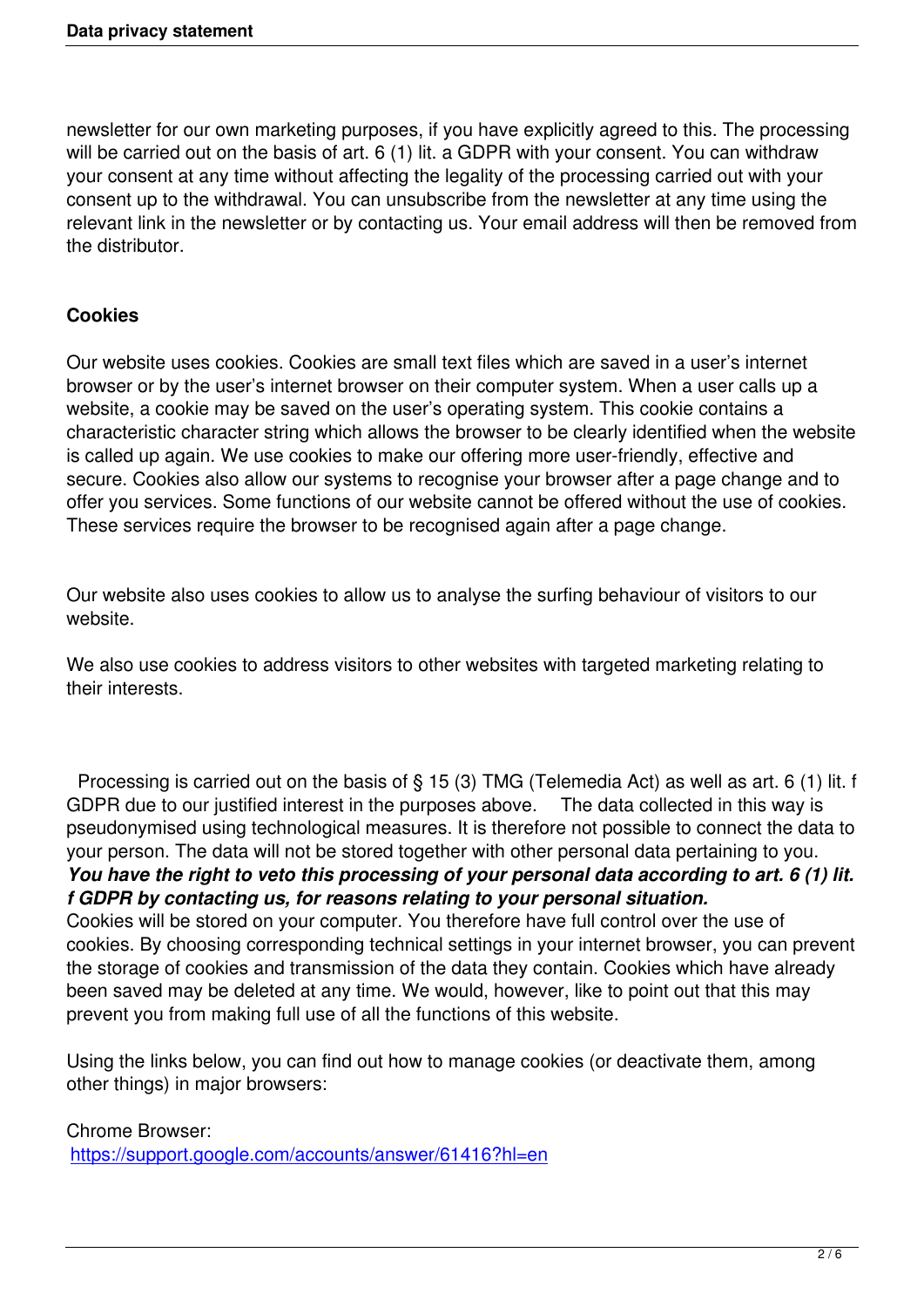newsletter for our own marketing purposes, if you have explicitly agreed to this. The processing will be carried out on the basis of art. 6 (1) lit. a GDPR with your consent. You can withdraw your consent at any time without affecting the legality of the processing carried out with your consent up to the withdrawal. You can unsubscribe from the newsletter at any time using the relevant link in the newsletter or by contacting us. Your email address will then be removed from the distributor.

## Cookies

Our website uses cookies. Cookies are small text files which are saved in a user's internet browser or by the user's internet browser on their computer system. When a user calls up a website, a cookie may be saved on the user's operating system. This cookie contains a characteristic character string which allows the browser to be clearly identified when the website is called up again. We use cookies to make our offering more user-friendly, effective and secure. Cookies also allow our systems to recognise your browser after a page change and to offer you services. Some functions of our website cannot be offered without the use of cookies. These services require the browser to be recognised again after a page change.

Our website also uses cookies to allow us to analyse the surfing behaviour of visitors to our website.

We also use cookies to address visitors to other websites with targeted marketing relating to their interests.

Processing is carried out on the basis of § 15 (3) TMG (Telemedia Act) as well as art. 6 (1) lit. f GDPR due to our justified interest in the purposes above. The data collected in this way is pseudonymised using technological measures. It is therefore not possible to connect the data to your person. The data will not be stored together with other personal data pertaining to you.
***You have the right to veto this processing of your personal data according to art. 6 (1) lit. f GDPR by contacting us, for reasons relating to your personal situation.***
Cookies will be stored on your computer. You therefore have full control over the use of cookies. By choosing corresponding technical settings in your internet browser, you can prevent the storage of cookies and transmission of the data they contain. Cookies which have already been saved may be deleted at any time. We would, however, like to point out that this may prevent you from making full use of all the functions of this website.

Using the links below, you can find out how to manage cookies (or deactivate them, among other things) in major browsers:

Chrome Browser:
https://support.google.com/accounts/answer/61416?hl=en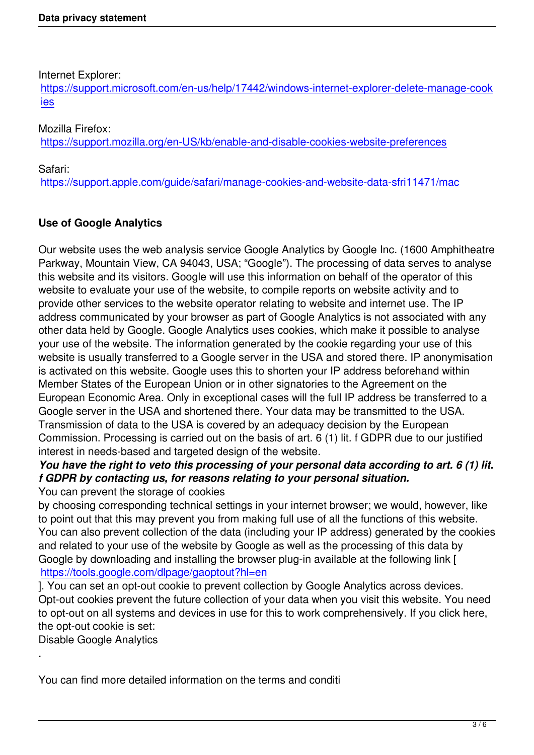Internet Explorer:
https://support.microsoft.com/en-us/help/17442/windows-internet-explorer-delete-manage-cookies

Mozilla Firefox:
https://support.mozilla.org/en-US/kb/enable-and-disable-cookies-website-preferences

Safari:
https://support.apple.com/guide/safari/manage-cookies-and-website-data-sfri11471/mac

## Use of Google Analytics

Our website uses the web analysis service Google Analytics by Google Inc. (1600 Amphitheatre Parkway, Mountain View, CA 94043, USA; "Google"). The processing of data serves to analyse this website and its visitors. Google will use this information on behalf of the operator of this website to evaluate your use of the website, to compile reports on website activity and to provide other services to the website operator relating to website and internet use. The IP address communicated by your browser as part of Google Analytics is not associated with any other data held by Google. Google Analytics uses cookies, which make it possible to analyse your use of the website. The information generated by the cookie regarding your use of this website is usually transferred to a Google server in the USA and stored there. IP anonymisation is activated on this website. Google uses this to shorten your IP address beforehand within Member States of the European Union or in other signatories to the Agreement on the European Economic Area. Only in exceptional cases will the full IP address be transferred to a Google server in the USA and shortened there. Your data may be transmitted to the USA. Transmission of data to the USA is covered by an adequacy decision by the European Commission. Processing is carried out on the basis of art. 6 (1) lit. f GDPR due to our justified interest in needs-based and targeted design of the website.

***You have the right to veto this processing of your personal data according to art. 6 (1) lit. f GDPR by contacting us, for reasons relating to your personal situation.***

You can prevent the storage of cookies by choosing corresponding technical settings in your internet browser; we would, however, like to point out that this may prevent you from making full use of all the functions of this website. You can also prevent collection of the data (including your IP address) generated by the cookies and related to your use of the website by Google as well as the processing of this data by Google by downloading and installing the browser plug-in available at the following link [ https://tools.google.com/dlpage/gaoptout?hl=en ]. You can set an opt-out cookie to prevent collection by Google Analytics across devices. Opt-out cookies prevent the future collection of your data when you visit this website. You need to opt-out on all systems and devices in use for this to work comprehensively. If you click here, the opt-out cookie is set:
Disable Google Analytics
.

You can find more detailed information on the terms and conditi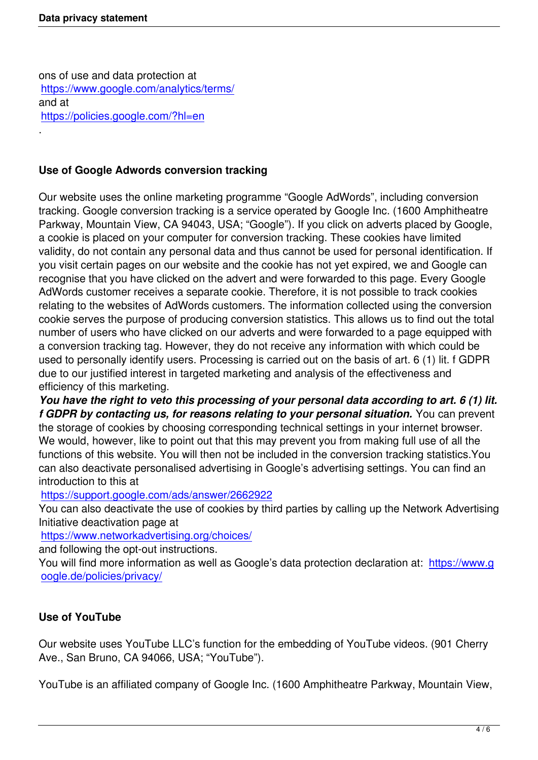ons of use and data protection at
https://www.google.com/analytics/terms/
and at
https://policies.google.com/?hl=en
.

### Use of Google Adwords conversion tracking

Our website uses the online marketing programme "Google AdWords", including conversion tracking. Google conversion tracking is a service operated by Google Inc. (1600 Amphitheatre Parkway, Mountain View, CA 94043, USA; "Google"). If you click on adverts placed by Google, a cookie is placed on your computer for conversion tracking. These cookies have limited validity, do not contain any personal data and thus cannot be used for personal identification. If you visit certain pages on our website and the cookie has not yet expired, we and Google can recognise that you have clicked on the advert and were forwarded to this page. Every Google AdWords customer receives a separate cookie. Therefore, it is not possible to track cookies relating to the websites of AdWords customers. The information collected using the conversion cookie serves the purpose of producing conversion statistics. This allows us to find out the total number of users who have clicked on our adverts and were forwarded to a page equipped with a conversion tracking tag. However, they do not receive any information with which could be used to personally identify users. Processing is carried out on the basis of art. 6 (1) lit. f GDPR due to our justified interest in targeted marketing and analysis of the effectiveness and efficiency of this marketing.
***You have the right to veto this processing of your personal data according to art. 6 (1) lit. f GDPR by contacting us, for reasons relating to your personal situation.*** You can prevent the storage of cookies by choosing corresponding technical settings in your internet browser. We would, however, like to point out that this may prevent you from making full use of all the functions of this website. You will then not be included in the conversion tracking statistics.You can also deactivate personalised advertising in Google's advertising settings. You can find an introduction to this at
https://support.google.com/ads/answer/2662922
You can also deactivate the use of cookies by third parties by calling up the Network Advertising Initiative deactivation page at
https://www.networkadvertising.org/choices/
and following the opt-out instructions.
You will find more information as well as Google's data protection declaration at: https://www.google.de/policies/privacy/

### Use of YouTube

Our website uses YouTube LLC's function for the embedding of YouTube videos. (901 Cherry Ave., San Bruno, CA 94066, USA; "YouTube").

YouTube is an affiliated company of Google Inc. (1600 Amphitheatre Parkway, Mountain View,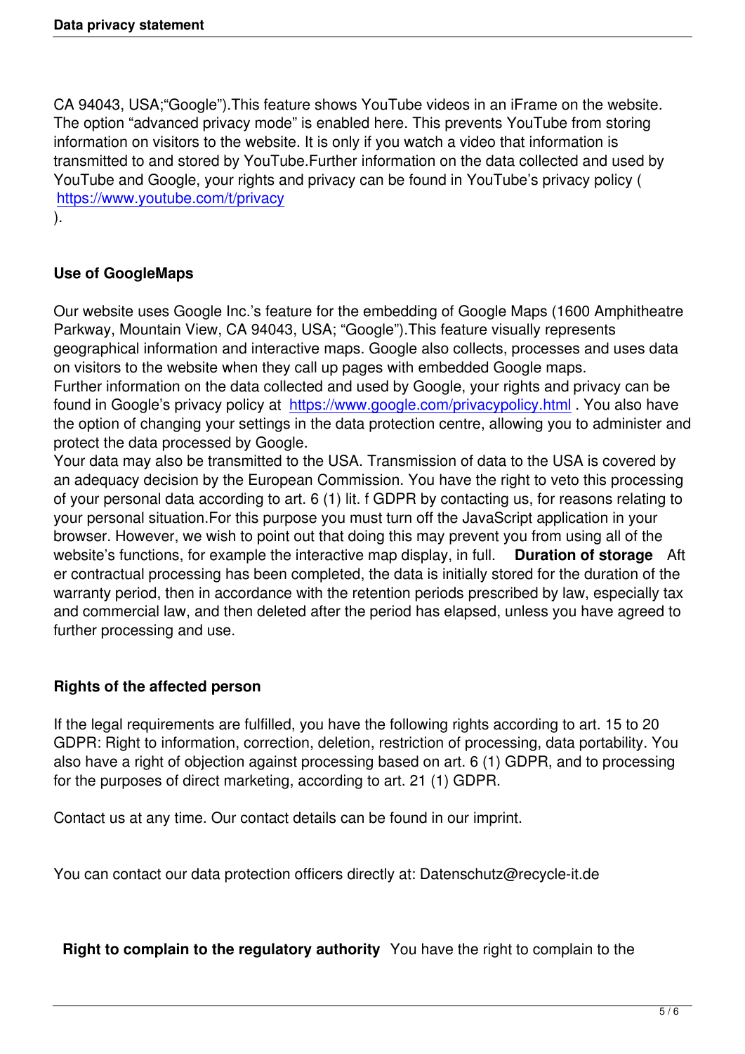CA 94043, USA;“Google”).This feature shows YouTube videos in an iFrame on the website. The option “advanced privacy mode” is enabled here. This prevents YouTube from storing information on visitors to the website. It is only if you watch a video that information is transmitted to and stored by YouTube.Further information on the data collected and used by YouTube and Google, your rights and privacy can be found in YouTube’s privacy policy ( https://www.youtube.com/t/privacy ).

**Use of GoogleMaps**

Our website uses Google Inc.’s feature for the embedding of Google Maps (1600 Amphitheatre Parkway, Mountain View, CA 94043, USA; “Google”).This feature visually represents geographical information and interactive maps. Google also collects, processes and uses data on visitors to the website when they call up pages with embedded Google maps.
Further information on the data collected and used by Google, your rights and privacy can be found in Google’s privacy policy at https://www.google.com/privacypolicy.html . You also have the option of changing your settings in the data protection centre, allowing you to administer and protect the data processed by Google.
Your data may also be transmitted to the USA. Transmission of data to the USA is covered by an adequacy decision by the European Commission. You have the right to veto this processing of your personal data according to art. 6 (1) lit. f GDPR by contacting us, for reasons relating to your personal situation.For this purpose you must turn off the JavaScript application in your browser. However, we wish to point out that doing this may prevent you from using all of the website’s functions, for example the interactive map display, in full.

**Duration of storage**

After contractual processing has been completed, the data is initially stored for the duration of the warranty period, then in accordance with the retention periods prescribed by law, especially tax and commercial law, and then deleted after the period has elapsed, unless you have agreed to further processing and use.

**Rights of the affected person**

If the legal requirements are fulfilled, you have the following rights according to art. 15 to 20 GDPR: Right to information, correction, deletion, restriction of processing, data portability. You also have a right of objection against processing based on art. 6 (1) GDPR, and to processing for the purposes of direct marketing, according to art. 21 (1) GDPR.

Contact us at any time. Our contact details can be found in our imprint.

You can contact our data protection officers directly at: Datenschutz@recycle-it.de

**Right to complain to the regulatory authority**

You have the right to complain to the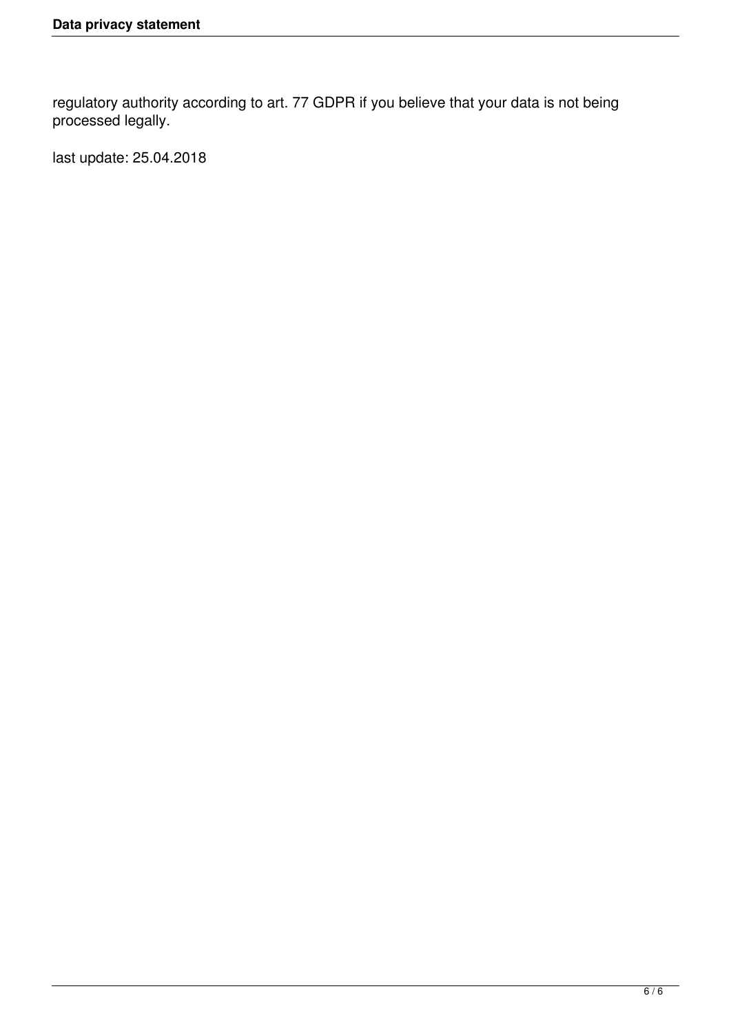regulatory authority according to art. 77 GDPR if you believe that your data is not being processed legally.

last update: 25.04.2018